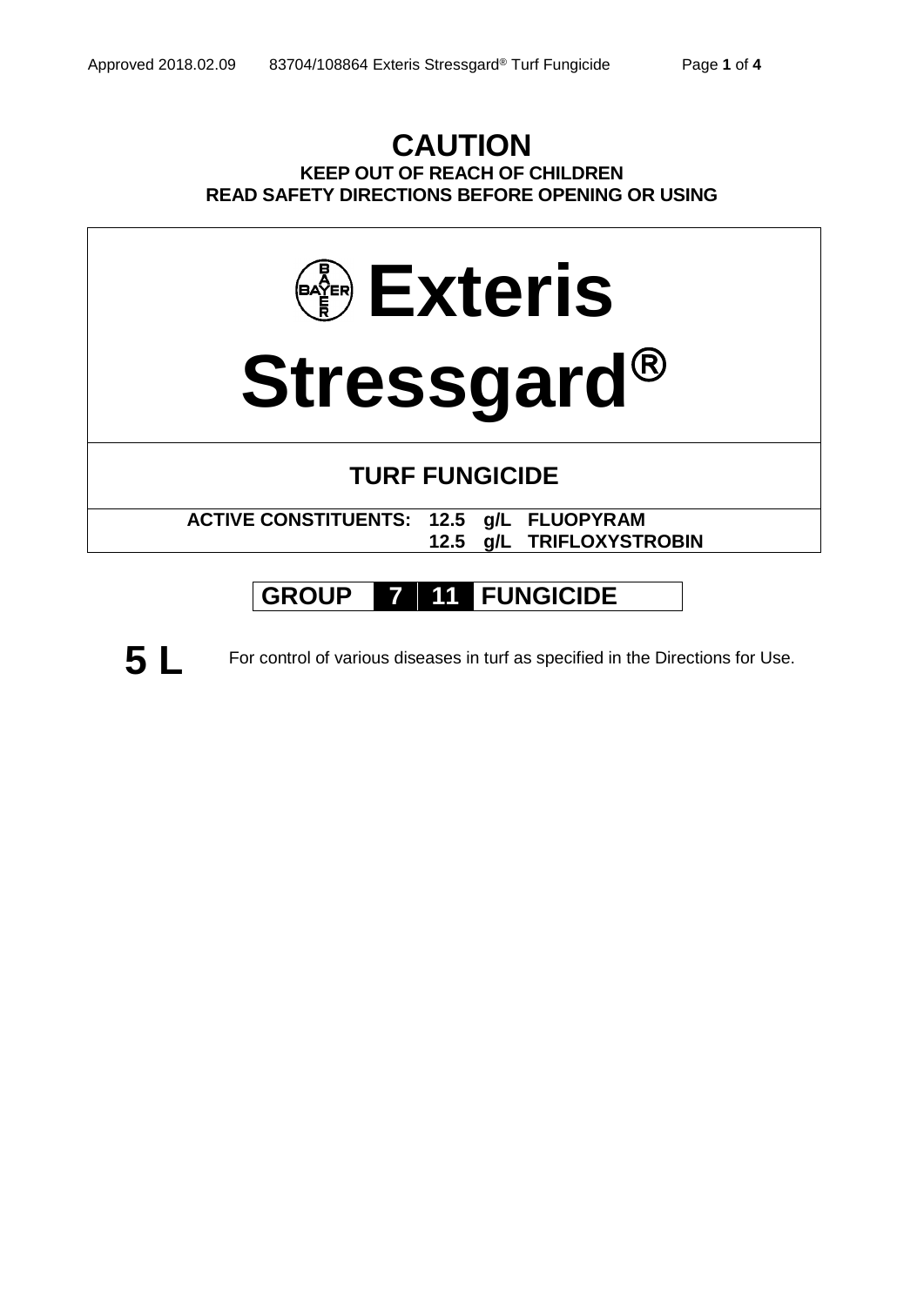# CAUTION

**KEEP OUT OF REACH OF CHILDREN**
**READ SAFETY DIRECTIONS BEFORE OPENING OR USING**

# Exteris Stressgard®

## TURF FUNGICIDE

**ACTIVE CONSTITUENTS: 12.5 g/L FLUOPYRAM**
**12.5 g/L TRIFLOXYSTROBIN**

**GROUP 7 11 FUNGICIDE**

**5 L**

For control of various diseases in turf as specified in the Directions for Use.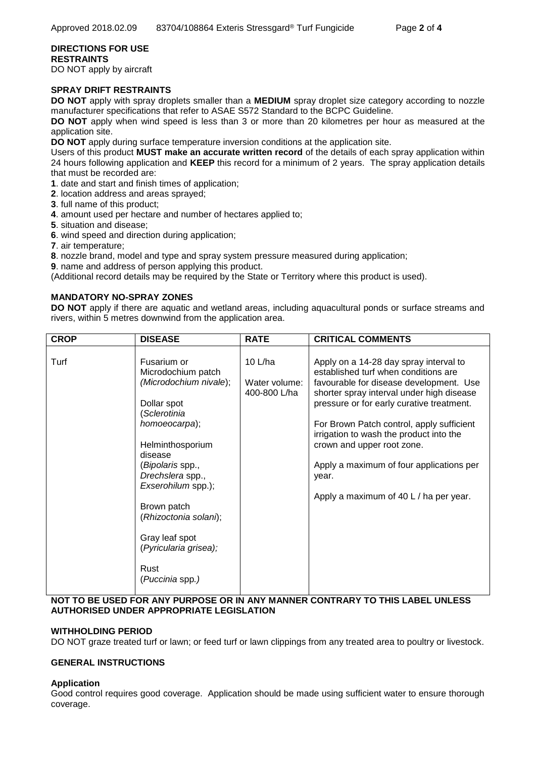**DIRECTIONS FOR USE**

**RESTRAINTS**

DO NOT apply by aircraft

**SPRAY DRIFT RESTRAINTS**

**DO NOT** apply with spray droplets smaller than a **MEDIUM** spray droplet size category according to nozzle manufacturer specifications that refer to ASAE S572 Standard to the BCPC Guideline.

**DO NOT** apply when wind speed is less than 3 or more than 20 kilometres per hour as measured at the application site.

**DO NOT** apply during surface temperature inversion conditions at the application site.

Users of this product **MUST make an accurate written record** of the details of each spray application within 24 hours following application and **KEEP** this record for a minimum of 2 years. The spray application details that must be recorded are:

**1**. date and start and finish times of application;
**2**. location address and areas sprayed;
**3**. full name of this product;
**4**. amount used per hectare and number of hectares applied to;
**5**. situation and disease;
**6**. wind speed and direction during application;
**7**. air temperature;
**8**. nozzle brand, model and type and spray system pressure measured during application;
**9**. name and address of person applying this product.

(Additional record details may be required by the State or Territory where this product is used).

**MANDATORY NO-SPRAY ZONES**

**DO NOT** apply if there are aquatic and wetland areas, including aquacultural ponds or surface streams and rivers, within 5 metres downwind from the application area.

| CROP | DISEASE | RATE | CRITICAL COMMENTS |
|---|---|---|---|
| Turf | Fusarium or Microdochium patch (*Microdochium nivale*);<br><br>Dollar spot (*Sclerotinia homoeocarpa*);<br><br>Helminthosporium disease (*Bipolaris* spp., *Drechslera* spp., *Exserohilum* spp.);<br><br>Brown patch (*Rhizoctonia solani*);<br><br>Gray leaf spot (*Pyricularia grisea);*<br><br>Rust (*Puccinia* spp*.)* | 10 L/ha<br><br>Water volume: 400-800 L/ha | Apply on a 14-28 day spray interval to established turf when conditions are favourable for disease development. Use shorter spray interval under high disease pressure or for early curative treatment.<br><br>For Brown Patch control, apply sufficient irrigation to wash the product into the crown and upper root zone.<br><br>Apply a maximum of four applications per year.<br><br>Apply a maximum of 40 L / ha per year. |

**NOT TO BE USED FOR ANY PURPOSE OR IN ANY MANNER CONTRARY TO THIS LABEL UNLESS AUTHORISED UNDER APPROPRIATE LEGISLATION**

**WITHHOLDING PERIOD**

DO NOT graze treated turf or lawn; or feed turf or lawn clippings from any treated area to poultry or livestock.

**GENERAL INSTRUCTIONS**

**Application**

Good control requires good coverage. Application should be made using sufficient water to ensure thorough coverage.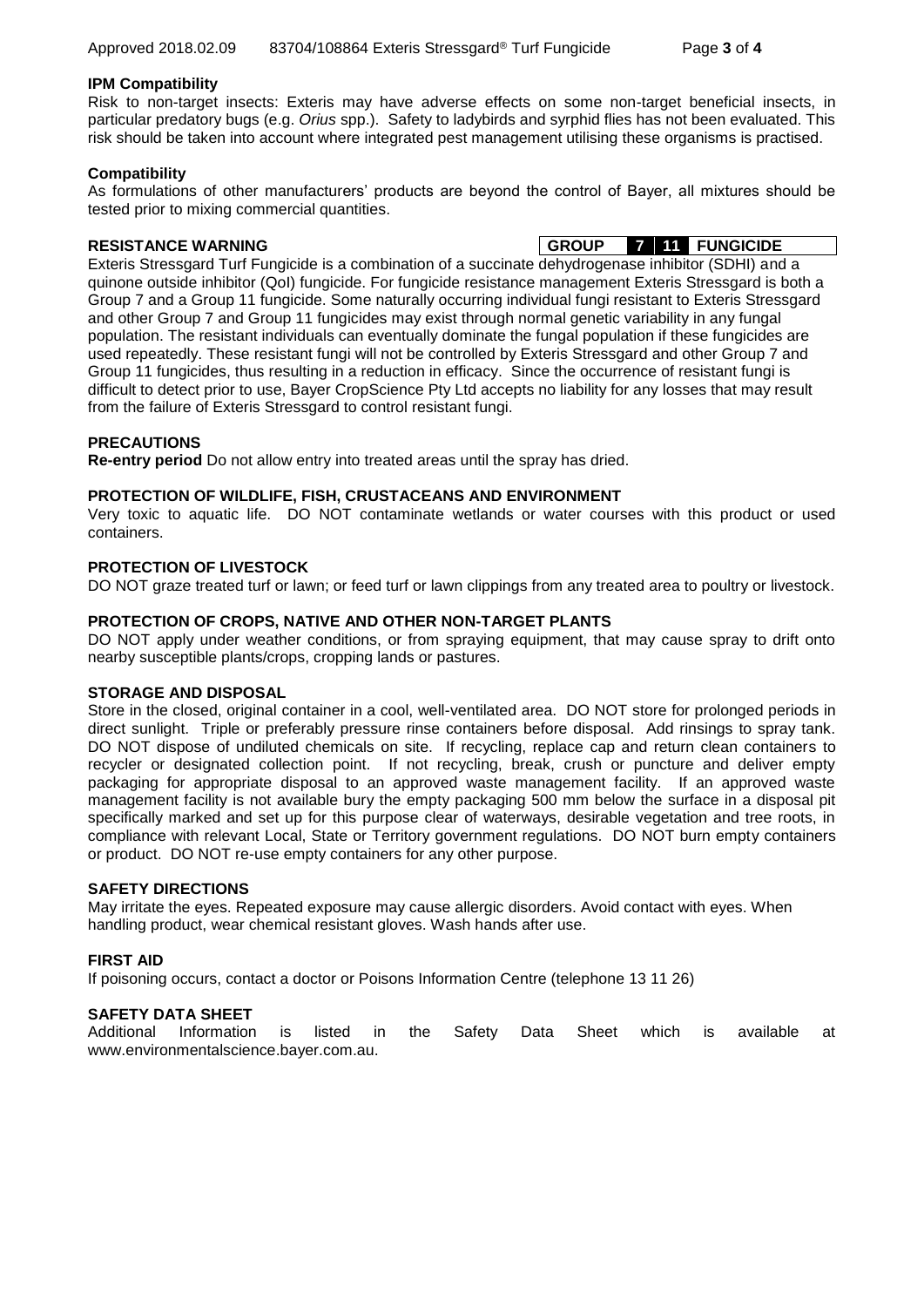## IPM Compatibility

Risk to non-target insects: Exteris may have adverse effects on some non-target beneficial insects, in particular predatory bugs (e.g. *Orius* spp.). Safety to ladybirds and syrphid flies has not been evaluated. This risk should be taken into account where integrated pest management utilising these organisms is practised.

## Compatibility

As formulations of other manufacturers' products are beyond the control of Bayer, all mixtures should be tested prior to mixing commercial quantities.

## RESISTANCE WARNING

| GROUP | 7 | 11 | FUNGICIDE |
|---|---|---|---|

Exteris Stressgard Turf Fungicide is a combination of a succinate dehydrogenase inhibitor (SDHI) and a quinone outside inhibitor (QoI) fungicide. For fungicide resistance management Exteris Stressgard is both a Group 7 and a Group 11 fungicide. Some naturally occurring individual fungi resistant to Exteris Stressgard and other Group 7 and Group 11 fungicides may exist through normal genetic variability in any fungal population. The resistant individuals can eventually dominate the fungal population if these fungicides are used repeatedly. These resistant fungi will not be controlled by Exteris Stressgard and other Group 7 and Group 11 fungicides, thus resulting in a reduction in efficacy. Since the occurrence of resistant fungi is difficult to detect prior to use, Bayer CropScience Pty Ltd accepts no liability for any losses that may result from the failure of Exteris Stressgard to control resistant fungi.

## PRECAUTIONS

**Re-entry period** Do not allow entry into treated areas until the spray has dried.

## PROTECTION OF WILDLIFE, FISH, CRUSTACEANS AND ENVIRONMENT

Very toxic to aquatic life. DO NOT contaminate wetlands or water courses with this product or used containers.

## PROTECTION OF LIVESTOCK

DO NOT graze treated turf or lawn; or feed turf or lawn clippings from any treated area to poultry or livestock.

## PROTECTION OF CROPS, NATIVE AND OTHER NON-TARGET PLANTS

DO NOT apply under weather conditions, or from spraying equipment, that may cause spray to drift onto nearby susceptible plants/crops, cropping lands or pastures.

## STORAGE AND DISPOSAL

Store in the closed, original container in a cool, well-ventilated area. DO NOT store for prolonged periods in direct sunlight. Triple or preferably pressure rinse containers before disposal. Add rinsings to spray tank. DO NOT dispose of undiluted chemicals on site. If recycling, replace cap and return clean containers to recycler or designated collection point. If not recycling, break, crush or puncture and deliver empty packaging for appropriate disposal to an approved waste management facility. If an approved waste management facility is not available bury the empty packaging 500 mm below the surface in a disposal pit specifically marked and set up for this purpose clear of waterways, desirable vegetation and tree roots, in compliance with relevant Local, State or Territory government regulations. DO NOT burn empty containers or product. DO NOT re-use empty containers for any other purpose.

## SAFETY DIRECTIONS

May irritate the eyes. Repeated exposure may cause allergic disorders. Avoid contact with eyes. When handling product, wear chemical resistant gloves. Wash hands after use.

## FIRST AID

If poisoning occurs, contact a doctor or Poisons Information Centre (telephone 13 11 26)

## SAFETY DATA SHEET

Additional Information is listed in the Safety Data Sheet which is available at www.environmentalscience.bayer.com.au.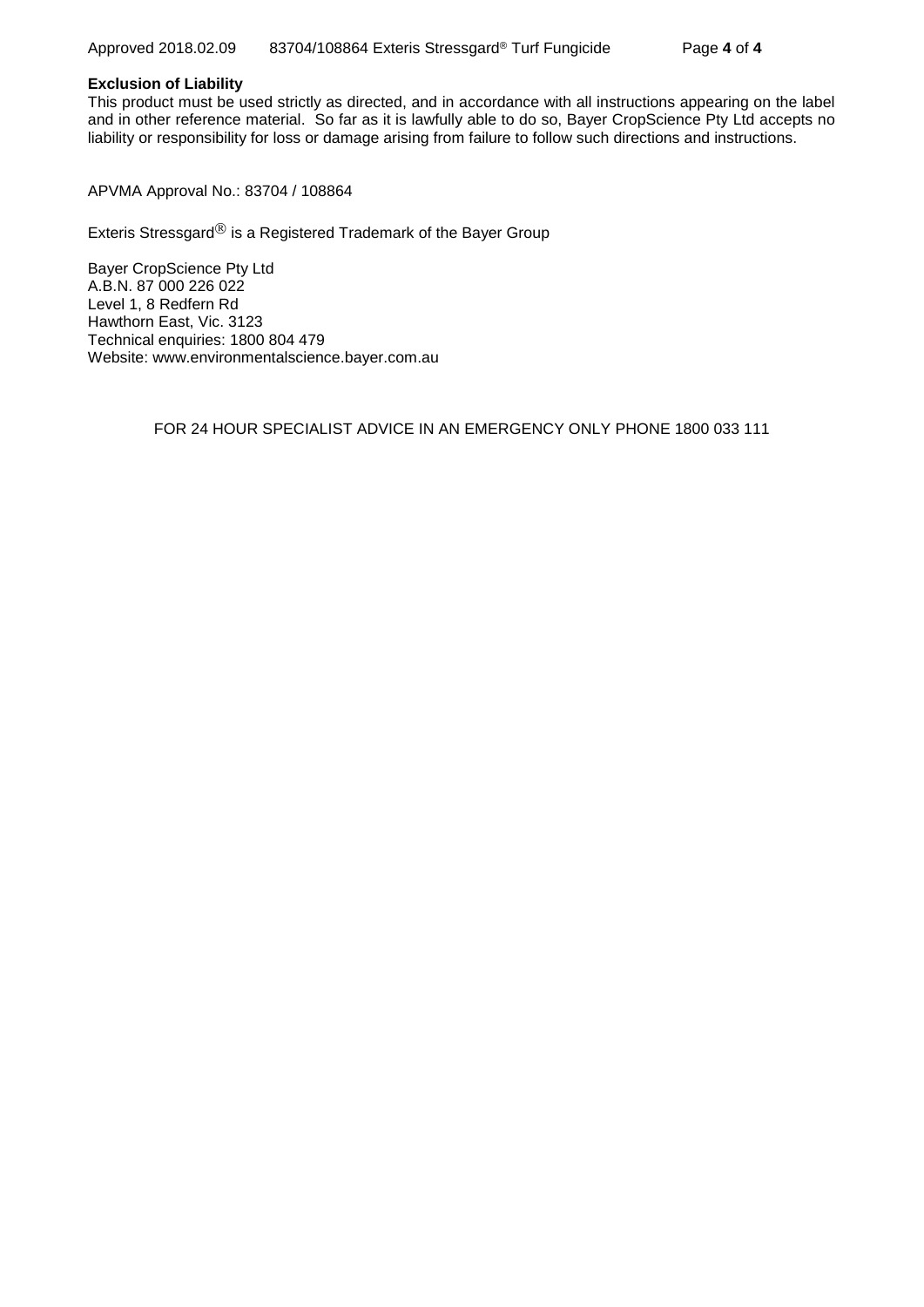**Exclusion of Liability**

This product must be used strictly as directed, and in accordance with all instructions appearing on the label and in other reference material. So far as it is lawfully able to do so, Bayer CropScience Pty Ltd accepts no liability or responsibility for loss or damage arising from failure to follow such directions and instructions.

APVMA Approval No.: 83704 / 108864

Exteris Stressgard® is a Registered Trademark of the Bayer Group

Bayer CropScience Pty Ltd
A.B.N. 87 000 226 022
Level 1, 8 Redfern Rd
Hawthorn East, Vic. 3123
Technical enquiries: 1800 804 479
Website: www.environmentalscience.bayer.com.au

FOR 24 HOUR SPECIALIST ADVICE IN AN EMERGENCY ONLY PHONE 1800 033 111